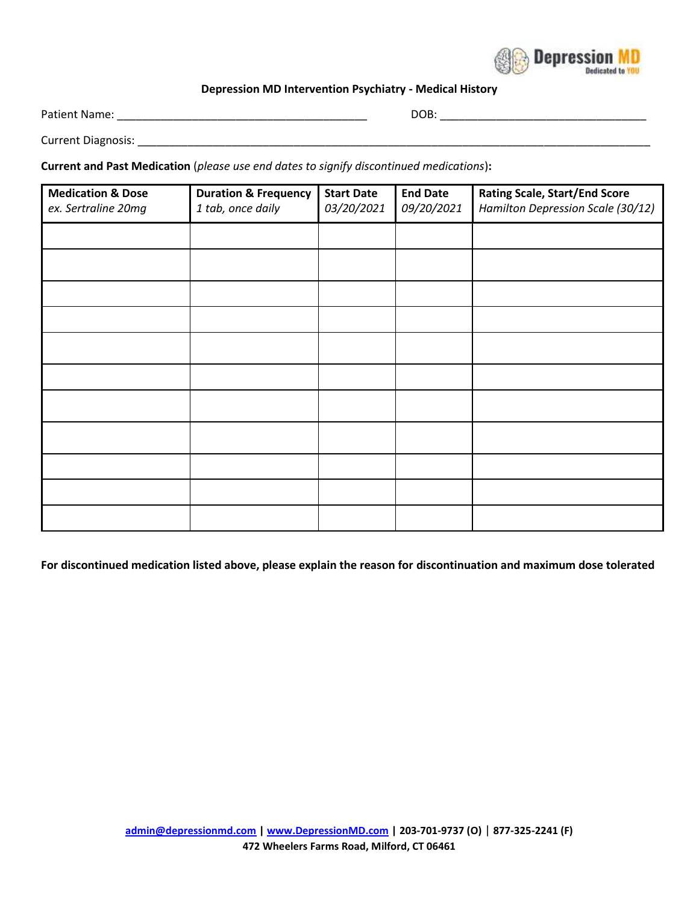Depression MD
Dedicated to YOU

## Depression MD Intervention Psychiatry - Medical History

Patient Name: ________________________________________ DOB: _________________________________

Current Diagnosis: ___________________________________________________________________________________

**Current and Past Medication** (*please use end dates to signify discontinued medications*)**:**

| **Medication & Dose** *ex. Sertraline 20mg* | **Duration & Frequency** *1 tab, once daily* | **Start Date** *03/20/2021* | **End Date** *09/20/2021* | **Rating Scale, Start/End Score** *Hamilton Depression Scale (30/12)* |
|---|---|---|---|---|
| | | | | |
| | | | | |
| | | | | |
| | | | | |
| | | | | |
| | | | | |
| | | | | |
| | | | | |
| | | | | |
| | | | | |
| | | | | |

**For discontinued medication listed above, please explain the reason for discontinuation and maximum dose tolerated**

admin@depressionmd.com | www.DepressionMD.com | 203-701-9737 (O) | 877-325-2241 (F)
472 Wheelers Farms Road, Milford, CT 06461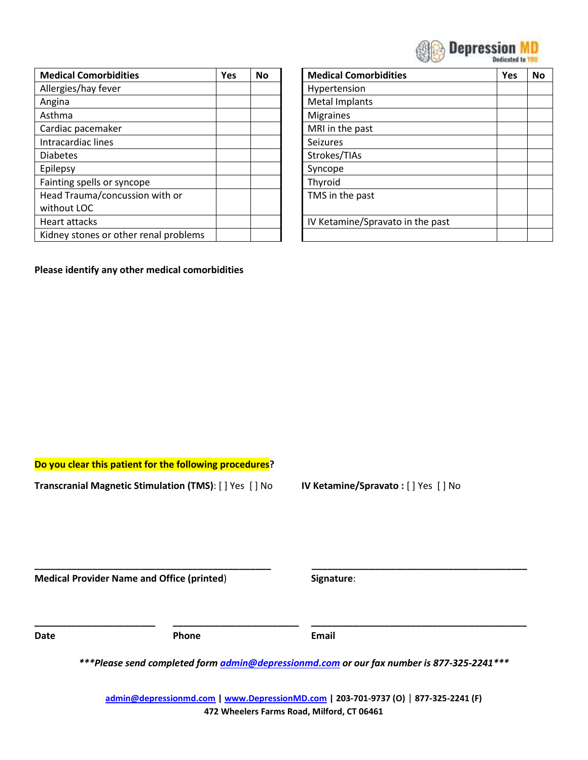| Medical Comorbidities | Yes | No |
|---|---|---|
| Allergies/hay fever | | |
| Angina | | |
| Asthma | | |
| Cardiac pacemaker | | |
| Intracardiac lines | | |
| Diabetes | | |
| Epilepsy | | |
| Fainting spells or syncope | | |
| Head Trauma/concussion with or without LOC | | |
| Heart attacks | | |
| Kidney stones or other renal problems | | |

| Medical Comorbidities | Yes | No |
|---|---|---|
| Hypertension | | |
| Metal Implants | | |
| Migraines | | |
| MRI in the past | | |
| Seizures | | |
| Strokes/TIAs | | |
| Syncope | | |
| Thyroid | | |
| TMS in the past | | |
| IV Ketamine/Spravato in the past | | |
| | | |

**Please identify any other medical comorbidities**

**Do you clear this patient for the following procedures?**

**Transcranial Magnetic Stimulation (TMS)**: [ ] Yes [ ] No

**IV Ketamine/Spravato :** [ ] Yes [ ] No

______________________________________________ **Medical Provider Name and Office (printed)**

______________________________________________ **Signature**:

________________________ **Date**

________________________ **Phone**

______________________________________________ **Email**

***_Please send completed form admin@depressionmd.com or our fax number is 877-325-2241_***

**admin@depressionmd.com | www.DepressionMD.com | 203-701-9737 (O) | 877-325-2241 (F)**
**472 Wheelers Farms Road, Milford, CT 06461**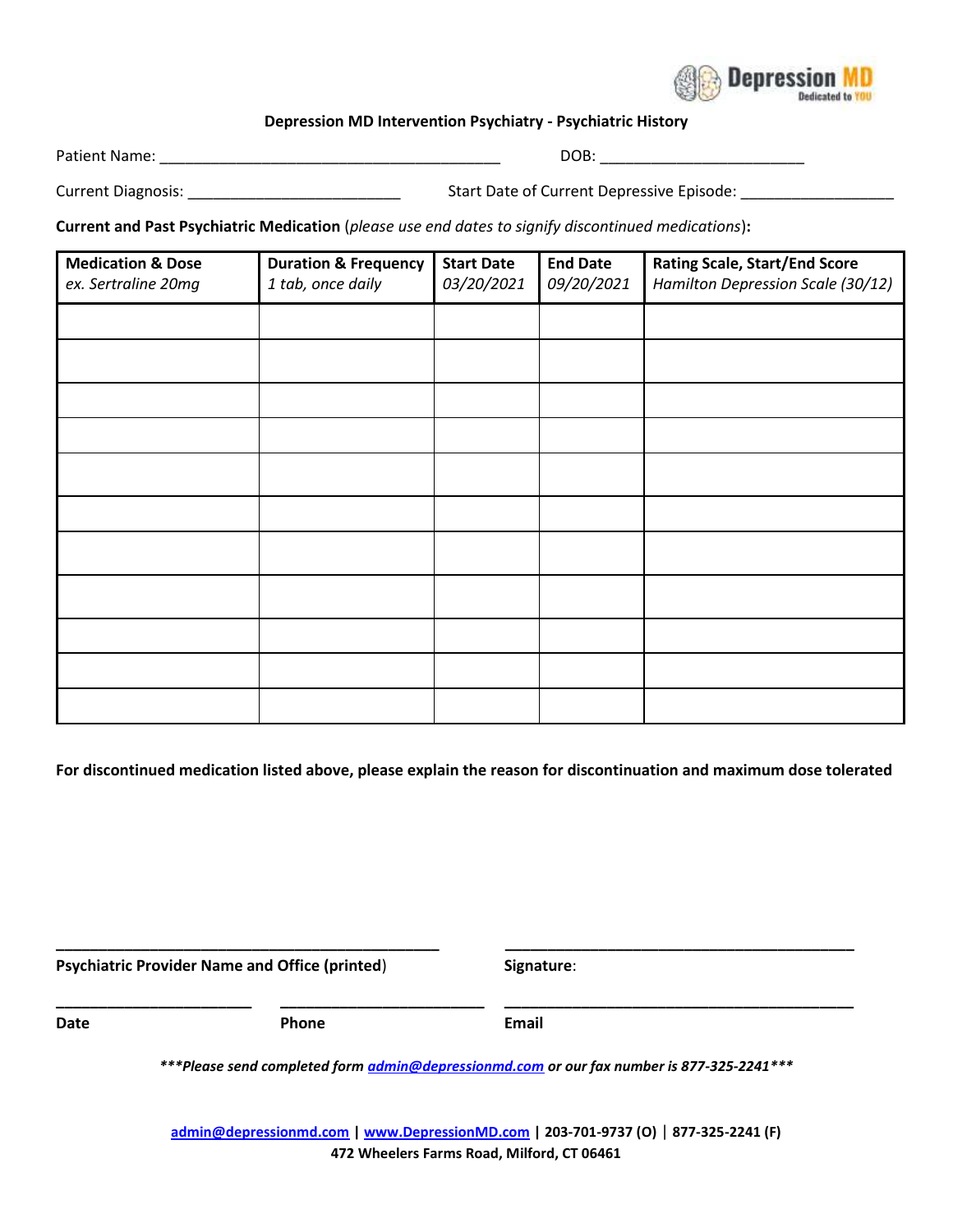Depression MD
Dedicated to YOU

**Depression MD Intervention Psychiatry - Psychiatric History**

Patient Name: ________________________________________ DOB: ________________________

Current Diagnosis: ________________________ Start Date of Current Depressive Episode: __________________

**Current and Past Psychiatric Medication** (*please use end dates to signify discontinued medications*)**:**

| **Medication & Dose** *ex. Sertraline 20mg* | **Duration & Frequency** *1 tab, once daily* | **Start Date** *03/20/2021* | **End Date** *09/20/2021* | **Rating Scale, Start/End Score** *Hamilton Depression Scale (30/12)* |
|---|---|---|---|---|
| | | | | |
| | | | | |
| | | | | |
| | | | | |
| | | | | |
| | | | | |
| | | | | |
| | | | | |
| | | | | |
| | | | | |
| | | | | |

**For discontinued medication listed above, please explain the reason for discontinuation and maximum dose tolerated**

_____________________________________________ _________________________________________

**Psychiatric Provider Name and Office (printed)** **Signature**:

_______________________ ________________________ ___________________________________________

**Date** **Phone** **Email**

***Please send completed form admin@depressionmd.com or our fax number is 877-325-2241***

admin@depressionmd.com | www.DepressionMD.com | 203-701-9737 (O) | 877-325-2241 (F)
472 Wheelers Farms Road, Milford, CT 06461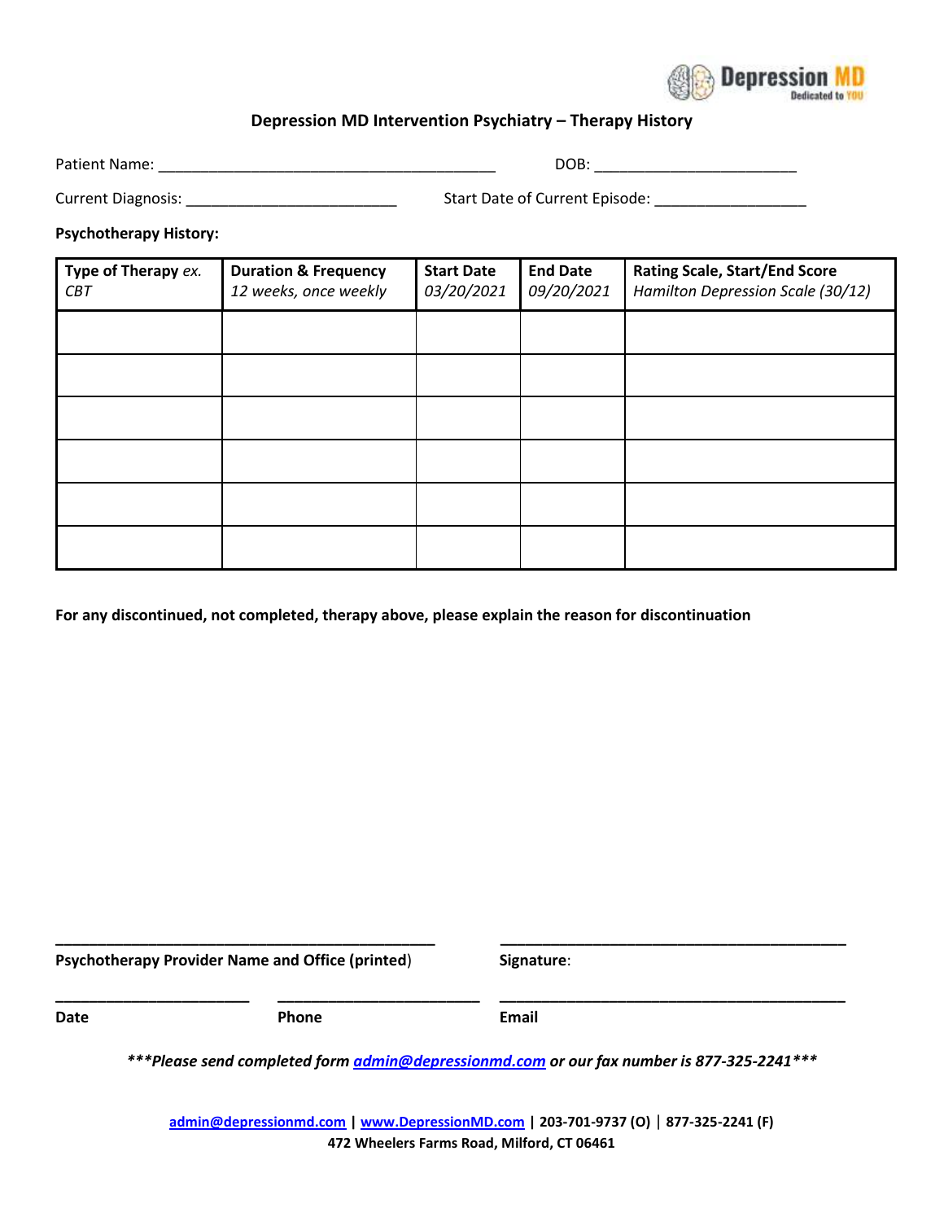Depression MD
Dedicated to YOU

## Depression MD Intervention Psychiatry – Therapy History

Patient Name: ________________________________________ DOB: ________________________

Current Diagnosis: _________________________ Start Date of Current Episode: __________________

**Psychotherapy History:**

| **Type of Therapy** *ex. CBT* | **Duration & Frequency** *12 weeks, once weekly* | **Start Date** *03/20/2021* | **End Date** *09/20/2021* | **Rating Scale, Start/End Score** *Hamilton Depression Scale (30/12)* |
|---|---|---|---|---|
| | | | | |
| | | | | |
| | | | | |
| | | | | |
| | | | | |
| | | | | |

**For any discontinued, not completed, therapy above, please explain the reason for discontinuation**

_______________________________________________ __________________________________________

**Psychotherapy Provider Name and Office (printed)** **Signature**:

________________________ ________________________ __________________________________________

**Date** **Phone** **Email**

***\*\*\*Please send completed form [admin@depressionmd.com](mailto:admin@depressionmd.com) or our fax number is 877-325-2241\*\*\****

**[admin@depressionmd.com](mailto:admin@depressionmd.com) | [www.DepressionMD.com](http://www.DepressionMD.com) | 203-701-9737 (O) | 877-325-2241 (F)**
**472 Wheelers Farms Road, Milford, CT 06461**